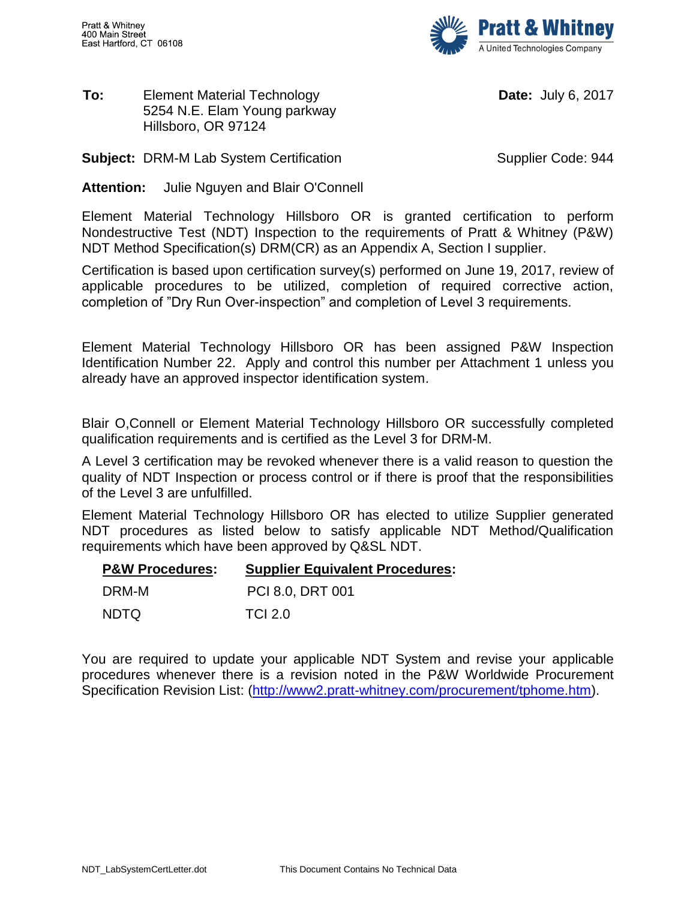Pratt & Whitney
400 Main Street
East Hartford, CT 06108

Pratt & Whitney
A United Technologies Company

**To:** Element Material Technology
5254 N.E. Elam Young parkway
Hillsboro, OR 97124

**Date:** July 6, 2017

**Subject:** DRM-M Lab System Certification

Supplier Code: 944

**Attention:** Julie Nguyen and Blair O'Connell

Element Material Technology Hillsboro OR is granted certification to perform Nondestructive Test (NDT) Inspection to the requirements of Pratt & Whitney (P&W) NDT Method Specification(s) DRM(CR) as an Appendix A, Section I supplier.

Certification is based upon certification survey(s) performed on June 19, 2017, review of applicable procedures to be utilized, completion of required corrective action, completion of "Dry Run Over-inspection" and completion of Level 3 requirements.

Element Material Technology Hillsboro OR has been assigned P&W Inspection Identification Number 22. Apply and control this number per Attachment 1 unless you already have an approved inspector identification system.

Blair O,Connell or Element Material Technology Hillsboro OR successfully completed qualification requirements and is certified as the Level 3 for DRM-M.

A Level 3 certification may be revoked whenever there is a valid reason to question the quality of NDT Inspection or process control or if there is proof that the responsibilities of the Level 3 are unfulfilled.

Element Material Technology Hillsboro OR has elected to utilize Supplier generated NDT procedures as listed below to satisfy applicable NDT Method/Qualification requirements which have been approved by Q&SL NDT.

| P&W Procedures: | Supplier Equivalent Procedures: |
|---|---|
| DRM-M | PCI 8.0, DRT 001 |
| NDTQ | TCI 2.0 |

You are required to update your applicable NDT System and revise your applicable procedures whenever there is a revision noted in the P&W Worldwide Procurement Specification Revision List: (http://www2.pratt-whitney.com/procurement/tphome.htm).

NDT_LabSystemCertLetter.dot This Document Contains No Technical Data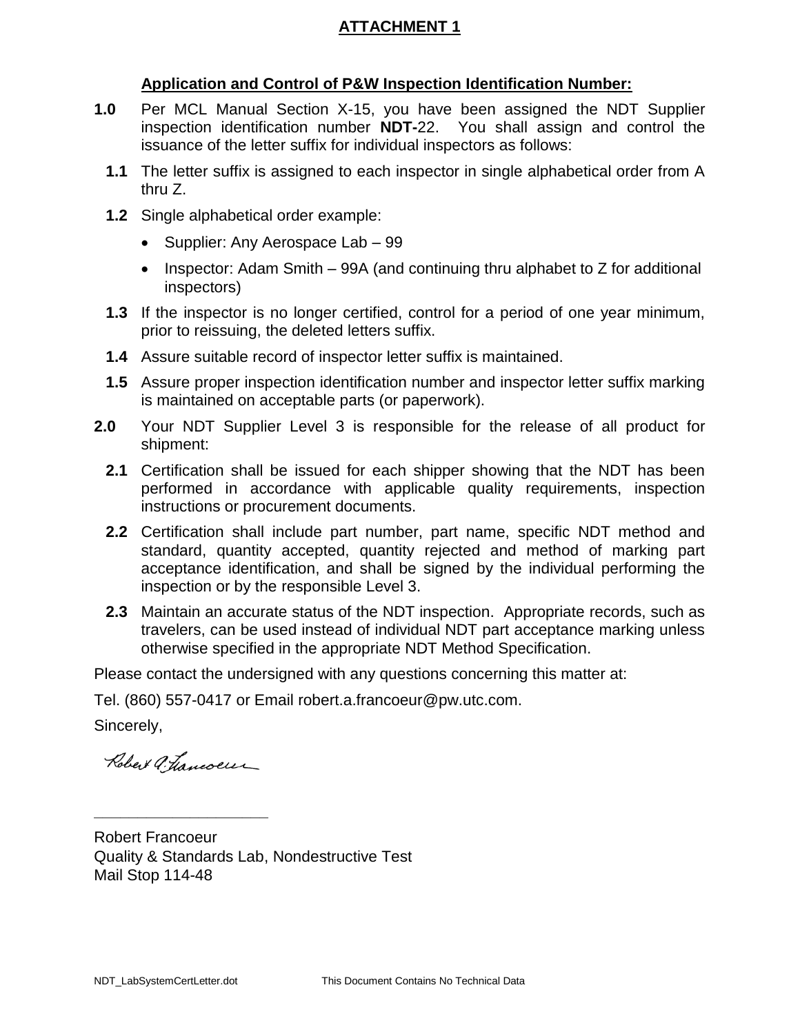## ATTACHMENT 1

### Application and Control of P&W Inspection Identification Number:

**1.0** Per MCL Manual Section X-15, you have been assigned the NDT Supplier inspection identification number **NDT-**22. You shall assign and control the issuance of the letter suffix for individual inspectors as follows:

**1.1** The letter suffix is assigned to each inspector in single alphabetical order from A thru Z.

**1.2** Single alphabetical order example:

- Supplier: Any Aerospace Lab – 99
- Inspector: Adam Smith – 99A (and continuing thru alphabet to Z for additional inspectors)

**1.3** If the inspector is no longer certified, control for a period of one year minimum, prior to reissuing, the deleted letters suffix.

**1.4** Assure suitable record of inspector letter suffix is maintained.

**1.5** Assure proper inspection identification number and inspector letter suffix marking is maintained on acceptable parts (or paperwork).

**2.0** Your NDT Supplier Level 3 is responsible for the release of all product for shipment:

**2.1** Certification shall be issued for each shipper showing that the NDT has been performed in accordance with applicable quality requirements, inspection instructions or procurement documents.

**2.2** Certification shall include part number, part name, specific NDT method and standard, quantity accepted, quantity rejected and method of marking part acceptance identification, and shall be signed by the individual performing the inspection or by the responsible Level 3.

**2.3** Maintain an accurate status of the NDT inspection. Appropriate records, such as travelers, can be used instead of individual NDT part acceptance marking unless otherwise specified in the appropriate NDT Method Specification.

Please contact the undersigned with any questions concerning this matter at:

Tel. (860) 557-0417 or Email robert.a.francoeur@pw.utc.com.

Sincerely,

Robert A. Francoeur

\_\_\_\_\_\_\_\_\_\_\_\_\_\_\_\_\_\_\_\_\_\_

Robert Francoeur
Quality & Standards Lab, Nondestructive Test
Mail Stop 114-48

NDT_LabSystemCertLetter.dot This Document Contains No Technical Data